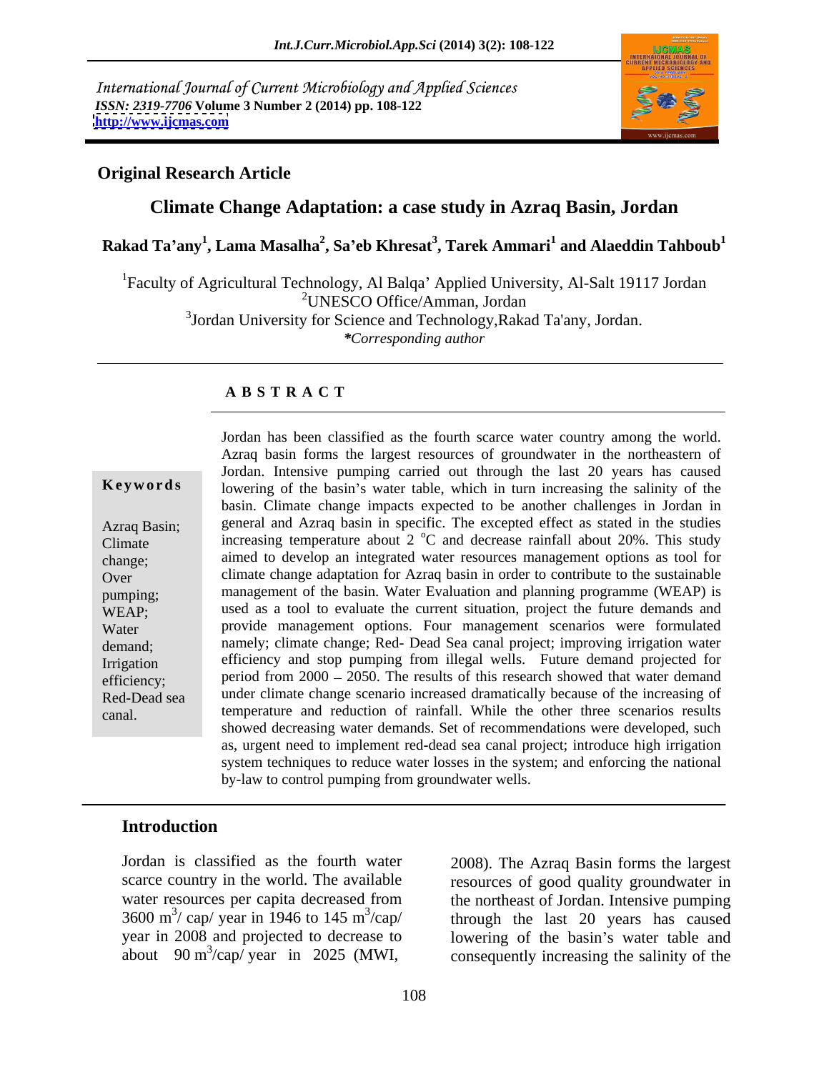International Journal of Current Microbiology and Applied Sciences
*ISSN: 2319-7706* **Volume 3 Number 2 (2014) pp. 108-122**
**http://www.ijcmas.com**

**Original Research Article**

# Climate Change Adaptation: a case study in Azraq Basin, Jordan

**Rakad Ta'any[1], Lama Masalha[2], Sa'eb Khresat[3], Tarek Ammari[1] and Alaeddin Tahboub[1]**

[1]Faculty of Agricultural Technology, Al Balqa' Applied University, Al-Salt 19117 Jordan
[2]UNESCO Office/Amman, Jordan
[3]Jordan University for Science and Technology,Rakad Ta'any, Jordan.
*\*Corresponding author*

## ABSTRACT

**Keywords**

Azraq Basin; Climate change; Over pumping; WEAP; Water demand; Irrigation efficiency; Red-Dead sea canal.

Jordan has been classified as the fourth scarce water country among the world. Azraq basin forms the largest resources of groundwater in the northeastern of Jordan. Intensive pumping carried out through the last 20 years has caused lowering of the basin's water table, which in turn increasing the salinity of the basin. Climate change impacts expected to be another challenges in Jordan in general and Azraq basin in specific. The excepted effect as stated in the studies increasing temperature about 2 $^{o}$C and decrease rainfall about 20%. This study aimed to develop an integrated water resources management options as tool for climate change adaptation for Azraq basin in order to contribute to the sustainable management of the basin. Water Evaluation and planning programme (WEAP) is used as a tool to evaluate the current situation, project the future demands and provide management options. Four management scenarios were formulated namely; climate change; Red- Dead Sea canal project; improving irrigation water efficiency and stop pumping from illegal wells. Future demand projected for period from 2000 – 2050. The results of this research showed that water demand under climate change scenario increased dramatically because of the increasing of temperature and reduction of rainfall. While the other three scenarios results showed decreasing water demands. Set of recommendations were developed, such as, urgent need to implement red-dead sea canal project; introduce high irrigation system techniques to reduce water losses in the system; and enforcing the national by-law to control pumping from groundwater wells.

## Introduction

Jordan is classified as the fourth water scarce country in the world. The available water resources per capita decreased from 3600 m$^3$/ cap/ year in 1946 to 145 m$^3$/cap/ year in 2008 and projected to decrease to about 90 m$^3$/cap/ year in 2025 (MWI, 2008). The Azraq Basin forms the largest resources of good quality groundwater in the northeast of Jordan. Intensive pumping through the last 20 years has caused lowering of the basin's water table and consequently increasing the salinity of the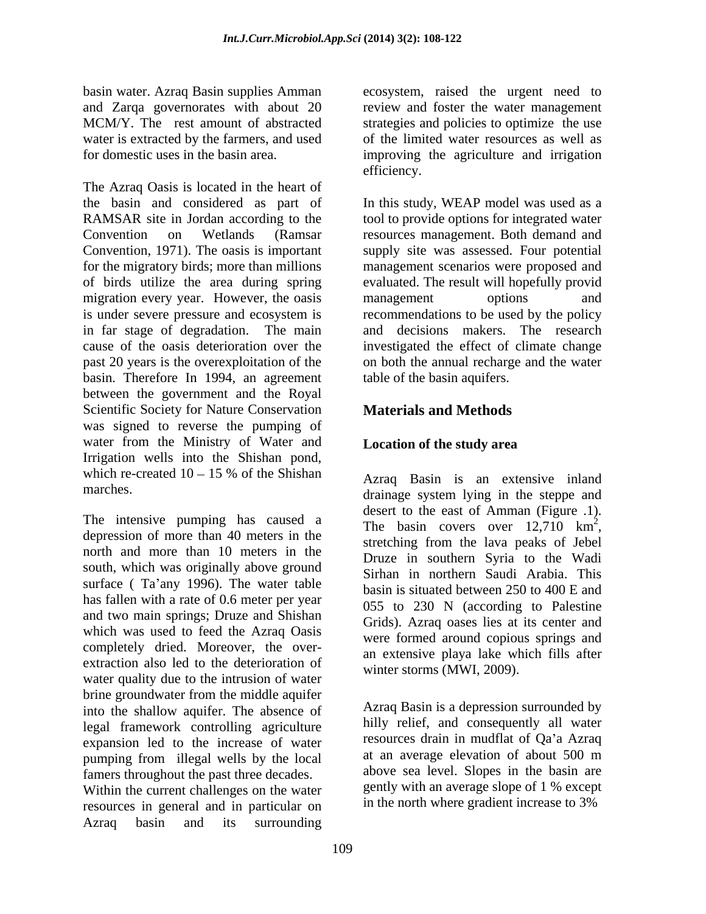basin water. Azraq Basin supplies Amman and Zarqa governorates with about 20 MCM/Y. The rest amount of abstracted water is extracted by the farmers, and used for domestic uses in the basin area.

The Azraq Oasis is located in the heart of the basin and considered as part of RAMSAR site in Jordan according to the Convention on Wetlands (Ramsar Convention, 1971). The oasis is important for the migratory birds; more than millions of birds utilize the area during spring migration every year. However, the oasis is under severe pressure and ecosystem is in far stage of degradation. The main cause of the oasis deterioration over the past 20 years is the overexploitation of the basin. Therefore In 1994, an agreement between the government and the Royal Scientific Society for Nature Conservation was signed to reverse the pumping of water from the Ministry of Water and Irrigation wells into the Shishan pond, which re-created 10 – 15 % of the Shishan marches.

The intensive pumping has caused a depression of more than 40 meters in the north and more than 10 meters in the south, which was originally above ground surface ( Ta'any 1996). The water table has fallen with a rate of 0.6 meter per year and two main springs; Druze and Shishan which was used to feed the Azraq Oasis completely dried. Moreover, the over-extraction also led to the deterioration of water quality due to the intrusion of water brine groundwater from the middle aquifer into the shallow aquifer. The absence of legal framework controlling agriculture expansion led to the increase of water pumping from illegal wells by the local famers throughout the past three decades. Within the current challenges on the water resources in general and in particular on Azraq basin and its surrounding ecosystem, raised the urgent need to review and foster the water management strategies and policies to optimize the use of the limited water resources as well as improving the agriculture and irrigation efficiency.

In this study, WEAP model was used as a tool to provide options for integrated water resources management. Both demand and supply site was assessed. Four potential management scenarios were proposed and evaluated. The result will hopefully provid management options and recommendations to be used by the policy and decisions makers. The research investigated the effect of climate change on both the annual recharge and the water table of the basin aquifers.

## Materials and Methods

### Location of the study area

Azraq Basin is an extensive inland drainage system lying in the steppe and desert to the east of Amman (Figure .1). The basin covers over 12,710 $km^2$, stretching from the lava peaks of Jebel Druze in southern Syria to the Wadi Sirhan in northern Saudi Arabia. This basin is situated between 250 to 400 E and 055 to 230 N (according to Palestine Grids). Azraq oases lies at its center and were formed around copious springs and an extensive playa lake which fills after winter storms (MWI, 2009).

Azraq Basin is a depression surrounded by hilly relief, and consequently all water resources drain in mudflat of Qa'a Azraq at an average elevation of about 500 m above sea level. Slopes in the basin are gently with an average slope of 1 % except in the north where gradient increase to 3%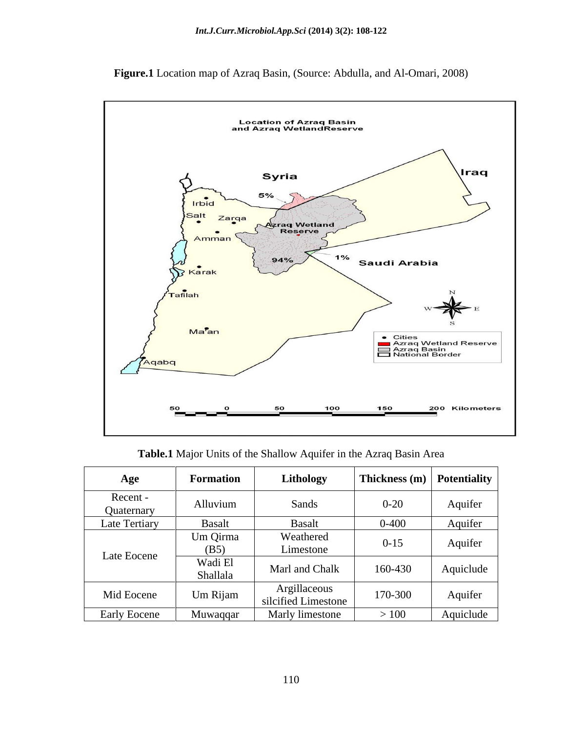**Figure.1** Location map of Azraq Basin, (Source: Abdulla, and Al-Omari, 2008)

**Table.1** Major Units of the Shallow Aquifer in the Azraq Basin Area

| Age | Formation | Lithology | Thickness (m) | Potentiality |
|---|---|---|---|---|
| Recent - Quaternary | Alluvium | Sands | 0-20 | Aquifer |
| Late Tertiary | Basalt | Basalt | 0-400 | Aquifer |
| Late Eocene | Um Qirma (B5) | Weathered Limestone | 0-15 | Aquifer |
| | Wadi El Shallala | Marl and Chalk | 160-430 | Aquiclude |
| Mid Eocene | Um Rijam | Argillaceous silcified Limestone | 170-300 | Aquifer |
| Early Eocene | Muwaqqar | Marly limestone | > 100 | Aquiclude |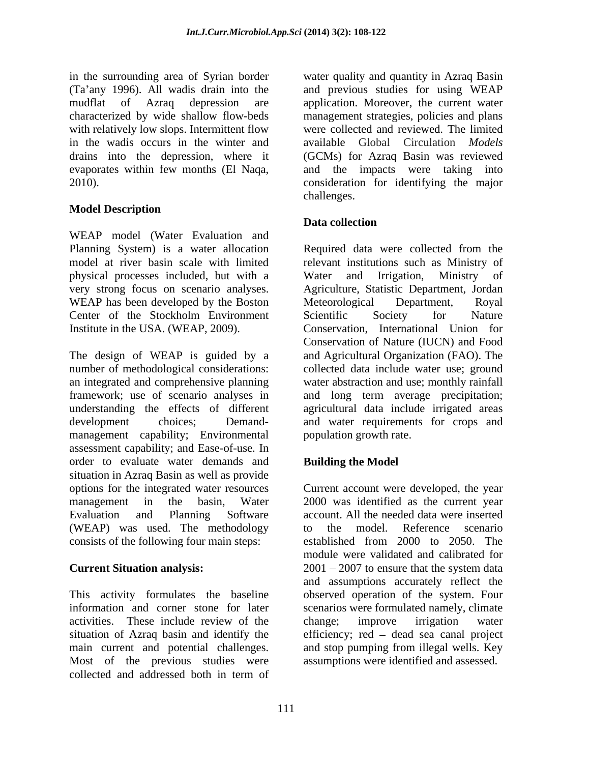in the surrounding area of Syrian border (Ta'any 1996). All wadis drain into the mudflat of Azraq depression are characterized by wide shallow flow-beds with relatively low slops. Intermittent flow in the wadis occurs in the winter and drains into the depression, where it evaporates within few months (El Naqa, 2010).

## Model Description

WEAP model (Water Evaluation and Planning System) is a water allocation model at river basin scale with limited physical processes included, but with a very strong focus on scenario analyses. WEAP has been developed by the Boston Center of the Stockholm Environment Institute in the USA. (WEAP, 2009).

The design of WEAP is guided by a number of methodological considerations: an integrated and comprehensive planning framework; use of scenario analyses in understanding the effects of different development choices; Demand-management capability; Environmental assessment capability; and Ease-of-use. In order to evaluate water demands and situation in Azraq Basin as well as provide options for the integrated water resources management in the basin, Water Evaluation and Planning Software (WEAP) was used. The methodology consists of the following four main steps:

**Current Situation analysis:**

This activity formulates the baseline information and corner stone for later activities. These include review of the situation of Azraq basin and identify the main current and potential challenges. Most of the previous studies were collected and addressed both in term of water quality and quantity in Azraq Basin and previous studies for using WEAP application. Moreover, the current water management strategies, policies and plans were collected and reviewed. The limited available Global Circulation *Models* (GCMs) for Azraq Basin was reviewed and the impacts were taking into consideration for identifying the major challenges.

## Data collection

Required data were collected from the relevant institutions such as Ministry of Water and Irrigation, Ministry of Agriculture, Statistic Department, Jordan Meteorological Department, Royal Scientific Society for Nature Conservation, International Union for Conservation of Nature (IUCN) and Food and Agricultural Organization (FAO). The collected data include water use; ground water abstraction and use; monthly rainfall and long term average precipitation; agricultural data include irrigated areas and water requirements for crops and population growth rate.

## Building the Model

Current account were developed, the year 2000 was identified as the current year account. All the needed data were inserted to the model. Reference scenario established from 2000 to 2050. The module were validated and calibrated for 2001 – 2007 to ensure that the system data and assumptions accurately reflect the observed operation of the system. Four scenarios were formulated namely, climate change; improve irrigation water efficiency; red – dead sea canal project and stop pumping from illegal wells. Key assumptions were identified and assessed.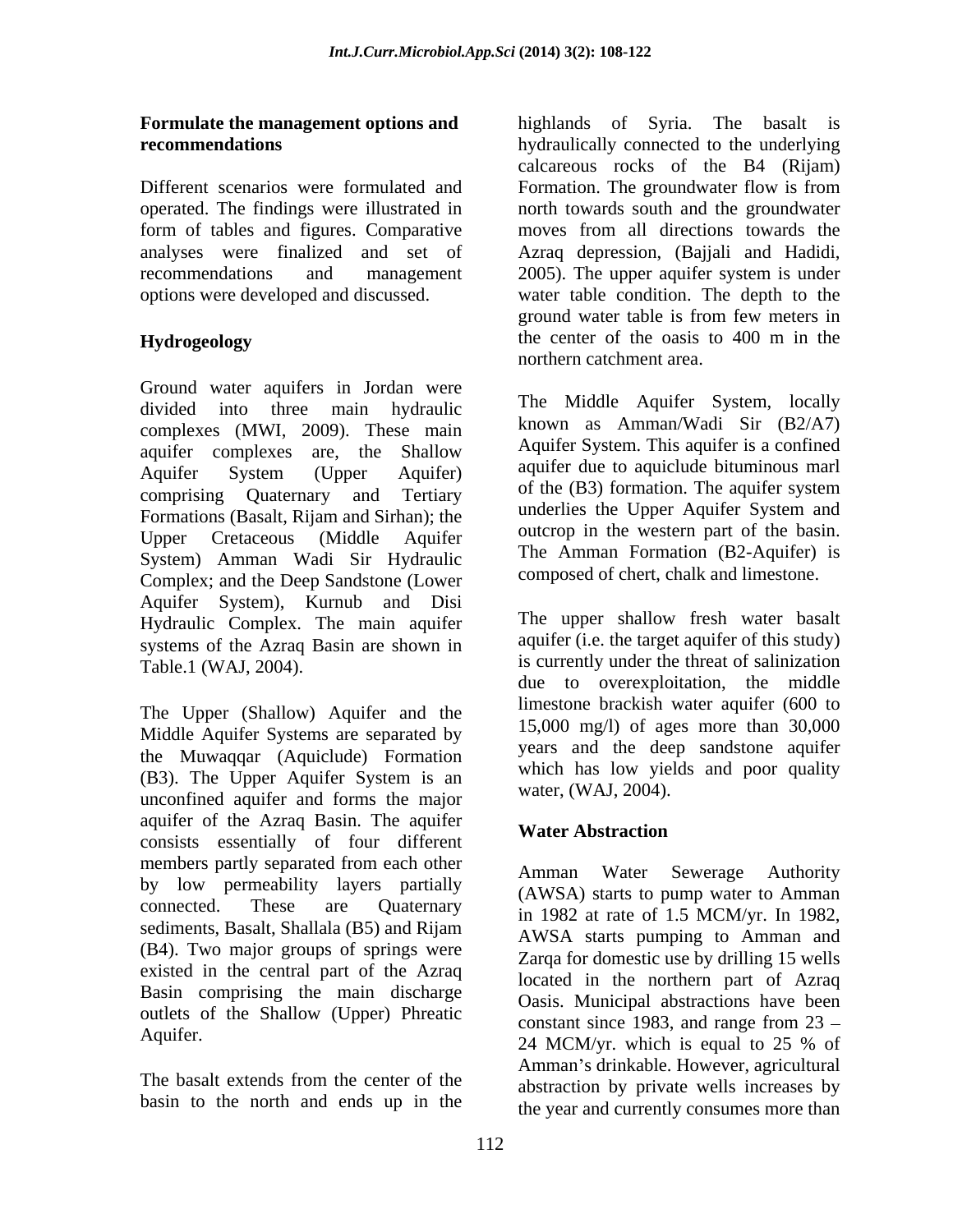**Formulate the management options and recommendations**

Different scenarios were formulated and operated. The findings were illustrated in form of tables and figures. Comparative analyses were finalized and set of recommendations and management options were developed and discussed.

## Hydrogeology

Ground water aquifers in Jordan were divided into three main hydraulic complexes (MWI, 2009). These main aquifer complexes are, the Shallow Aquifer System (Upper Aquifer) comprising Quaternary and Tertiary Formations (Basalt, Rijam and Sirhan); the Upper Cretaceous (Middle Aquifer System) Amman Wadi Sir Hydraulic Complex; and the Deep Sandstone (Lower Aquifer System), Kurnub and Disi Hydraulic Complex. The main aquifer systems of the Azraq Basin are shown in Table.1 (WAJ, 2004).

The Upper (Shallow) Aquifer and the Middle Aquifer Systems are separated by the Muwaqqar (Aquiclude) Formation (B3). The Upper Aquifer System is an unconfined aquifer and forms the major aquifer of the Azraq Basin. The aquifer consists essentially of four different members partly separated from each other by low permeability layers partially connected. These are Quaternary sediments, Basalt, Shallala (B5) and Rijam (B4). Two major groups of springs were existed in the central part of the Azraq Basin comprising the main discharge outlets of the Shallow (Upper) Phreatic Aquifer.

The basalt extends from the center of the basin to the north and ends up in the highlands of Syria. The basalt is hydraulically connected to the underlying calcareous rocks of the B4 (Rijam) Formation. The groundwater flow is from north towards south and the groundwater moves from all directions towards the Azraq depression, (Bajjali and Hadidi, 2005). The upper aquifer system is under water table condition. The depth to the ground water table is from few meters in the center of the oasis to 400 m in the northern catchment area.

The Middle Aquifer System, locally known as Amman/Wadi Sir (B2/A7) Aquifer System. This aquifer is a confined aquifer due to aquiclude bituminous marl of the (B3) formation. The aquifer system underlies the Upper Aquifer System and outcrop in the western part of the basin. The Amman Formation (B2-Aquifer) is composed of chert, chalk and limestone.

The upper shallow fresh water basalt aquifer (i.e. the target aquifer of this study) is currently under the threat of salinization due to overexploitation, the middle limestone brackish water aquifer (600 to 15,000 mg/l) of ages more than 30,000 years and the deep sandstone aquifer which has low yields and poor quality water, (WAJ, 2004).

## Water Abstraction

Amman Water Sewerage Authority (AWSA) starts to pump water to Amman in 1982 at rate of 1.5 MCM/yr. In 1982, AWSA starts pumping to Amman and Zarqa for domestic use by drilling 15 wells located in the northern part of Azraq Oasis. Municipal abstractions have been constant since 1983, and range from 23 – 24 MCM/yr. which is equal to 25 % of Amman's drinkable. However, agricultural abstraction by private wells increases by the year and currently consumes more than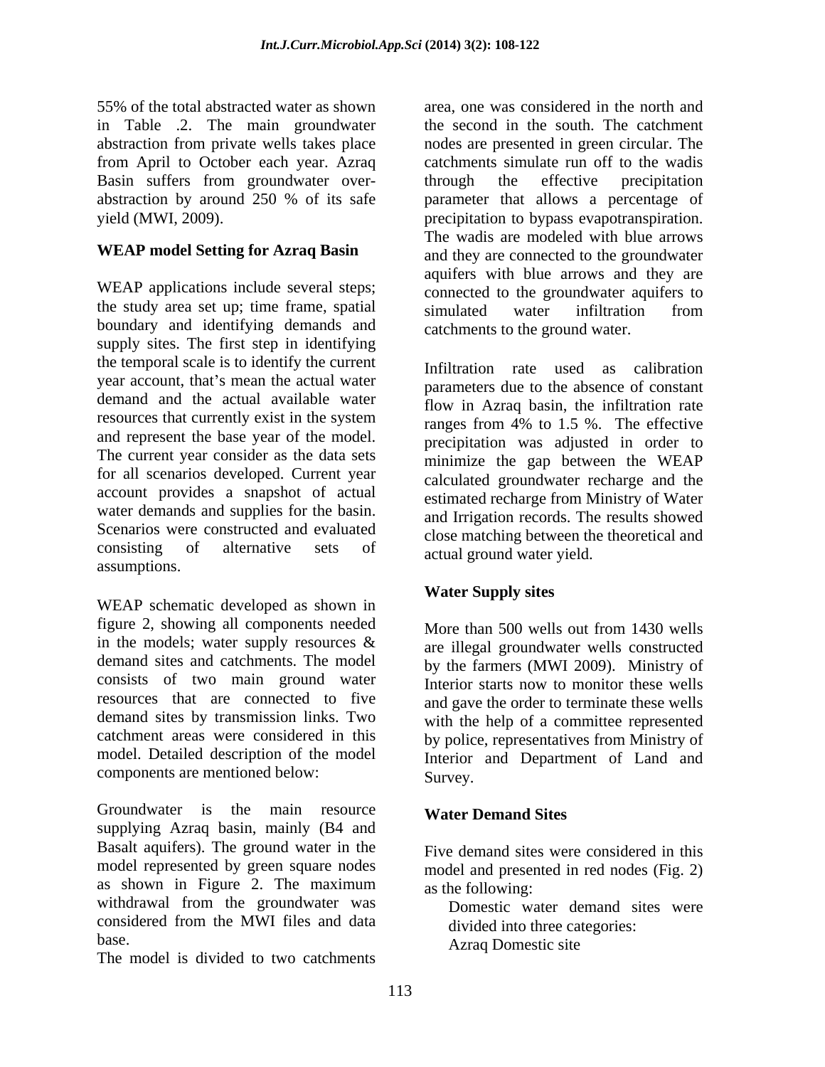55% of the total abstracted water as shown in Table .2. The main groundwater abstraction from private wells takes place from April to October each year. Azraq Basin suffers from groundwater over-abstraction by around 250 % of its safe yield (MWI, 2009).

## WEAP model Setting for Azraq Basin

WEAP applications include several steps; the study area set up; time frame, spatial boundary and identifying demands and supply sites. The first step in identifying the temporal scale is to identify the current year account, that's mean the actual water demand and the actual available water resources that currently exist in the system and represent the base year of the model. The current year consider as the data sets for all scenarios developed. Current year account provides a snapshot of actual water demands and supplies for the basin. Scenarios were constructed and evaluated consisting of alternative sets of assumptions.

WEAP schematic developed as shown in figure 2, showing all components needed in the models; water supply resources & demand sites and catchments. The model consists of two main ground water resources that are connected to five demand sites by transmission links. Two catchment areas were considered in this model. Detailed description of the model components are mentioned below:

Groundwater is the main resource supplying Azraq basin, mainly (B4 and Basalt aquifers). The ground water in the model represented by green square nodes as shown in Figure 2. The maximum withdrawal from the groundwater was considered from the MWI files and data base.

The model is divided to two catchments area, one was considered in the north and the second in the south. The catchment nodes are presented in green circular. The catchments simulate run off to the wadis through the effective precipitation parameter that allows a percentage of precipitation to bypass evapotranspiration. The wadis are modeled with blue arrows and they are connected to the groundwater aquifers with blue arrows and they are connected to the groundwater aquifers to simulated water infiltration from catchments to the ground water.

Infiltration rate used as calibration parameters due to the absence of constant flow in Azraq basin, the infiltration rate ranges from 4% to 1.5 %. The effective precipitation was adjusted in order to minimize the gap between the WEAP calculated groundwater recharge and the estimated recharge from Ministry of Water and Irrigation records. The results showed close matching between the theoretical and actual ground water yield.

### Water Supply sites

More than 500 wells out from 1430 wells are illegal groundwater wells constructed by the farmers (MWI 2009). Ministry of Interior starts now to monitor these wells and gave the order to terminate these wells with the help of a committee represented by police, representatives from Ministry of Interior and Department of Land and Survey.

### Water Demand Sites

Five demand sites were considered in this model and presented in red nodes (Fig. 2) as the following:

Domestic water demand sites were divided into three categories:

Azraq Domestic site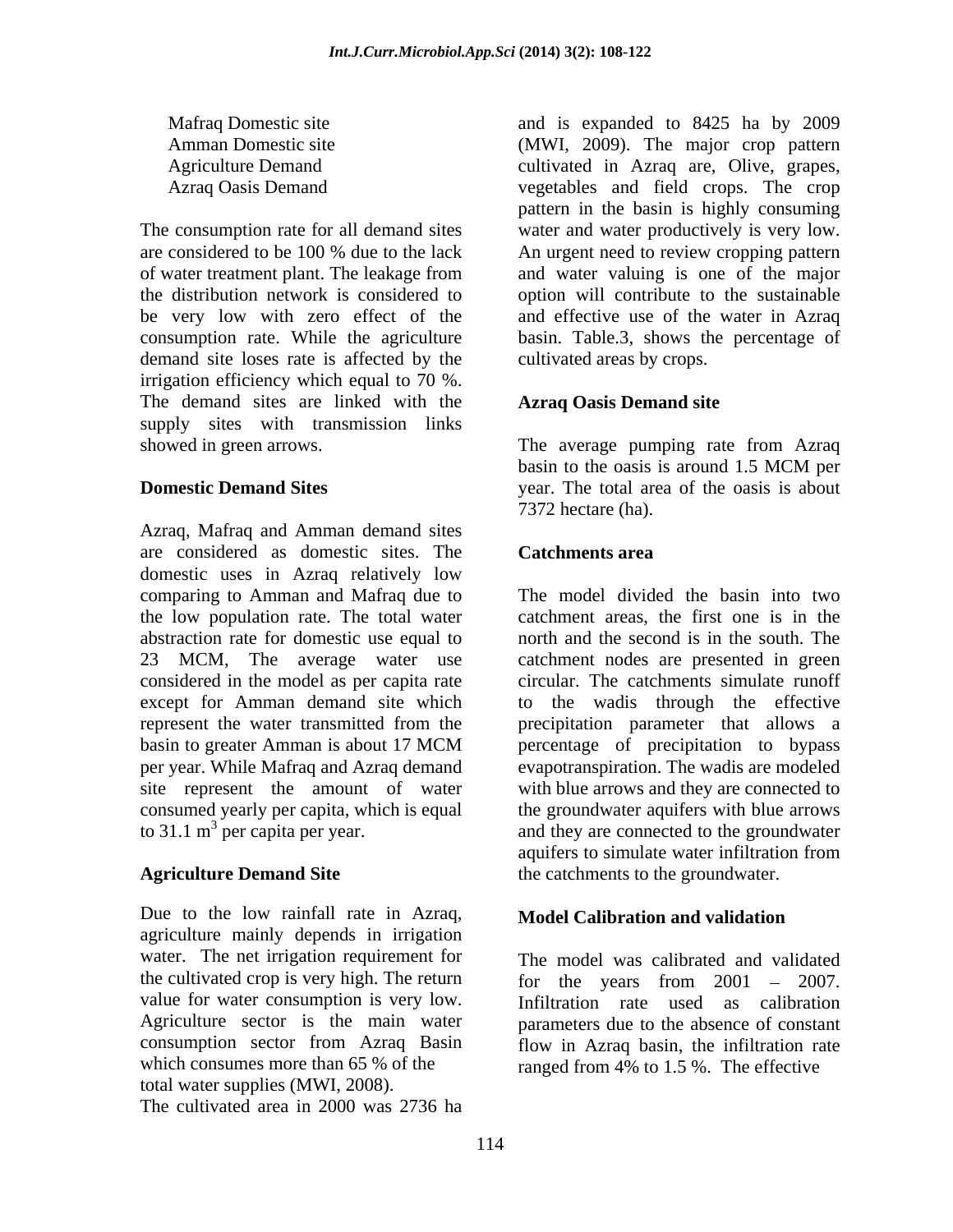Mafraq Domestic site
Amman Domestic site
Agriculture Demand
Azraq Oasis Demand

The consumption rate for all demand sites are considered to be 100 % due to the lack of water treatment plant. The leakage from the distribution network is considered to be very low with zero effect of the consumption rate. While the agriculture demand site loses rate is affected by the irrigation efficiency which equal to 70 %. The demand sites are linked with the supply sites with transmission links showed in green arrows.

**Domestic Demand Sites**

Azraq, Mafraq and Amman demand sites are considered as domestic sites. The domestic uses in Azraq relatively low comparing to Amman and Mafraq due to the low population rate. The total water abstraction rate for domestic use equal to 23 MCM, The average water use considered in the model as per capita rate except for Amman demand site which represent the water transmitted from the basin to greater Amman is about 17 MCM per year. While Mafraq and Azraq demand site represent the amount of water consumed yearly per capita, which is equal to 31.1 $m^3$ per capita per year.

**Agriculture Demand Site**

Due to the low rainfall rate in Azraq, agriculture mainly depends in irrigation water. The net irrigation requirement for the cultivated crop is very high. The return value for water consumption is very low. Agriculture sector is the main water consumption sector from Azraq Basin which consumes more than 65 % of the total water supplies (MWI, 2008).
The cultivated area in 2000 was 2736 ha and is expanded to 8425 ha by 2009 (MWI, 2009). The major crop pattern cultivated in Azraq are, Olive, grapes, vegetables and field crops. The crop pattern in the basin is highly consuming water and water productively is very low. An urgent need to review cropping pattern and water valuing is one of the major option will contribute to the sustainable and effective use of the water in Azraq basin. Table.3, shows the percentage of cultivated areas by crops.

**Azraq Oasis Demand site**

The average pumping rate from Azraq basin to the oasis is around 1.5 MCM per year. The total area of the oasis is about 7372 hectare (ha).

**Catchments area**

The model divided the basin into two catchment areas, the first one is in the north and the second is in the south. The catchment nodes are presented in green circular. The catchments simulate runoff to the wadis through the effective precipitation parameter that allows a percentage of precipitation to bypass evapotranspiration. The wadis are modeled with blue arrows and they are connected to the groundwater aquifers with blue arrows and they are connected to the groundwater aquifers to simulate water infiltration from the catchments to the groundwater.

**Model Calibration and validation**

The model was calibrated and validated for the years from 2001 – 2007. Infiltration rate used as calibration parameters due to the absence of constant flow in Azraq basin, the infiltration rate ranged from 4% to 1.5 %. The effective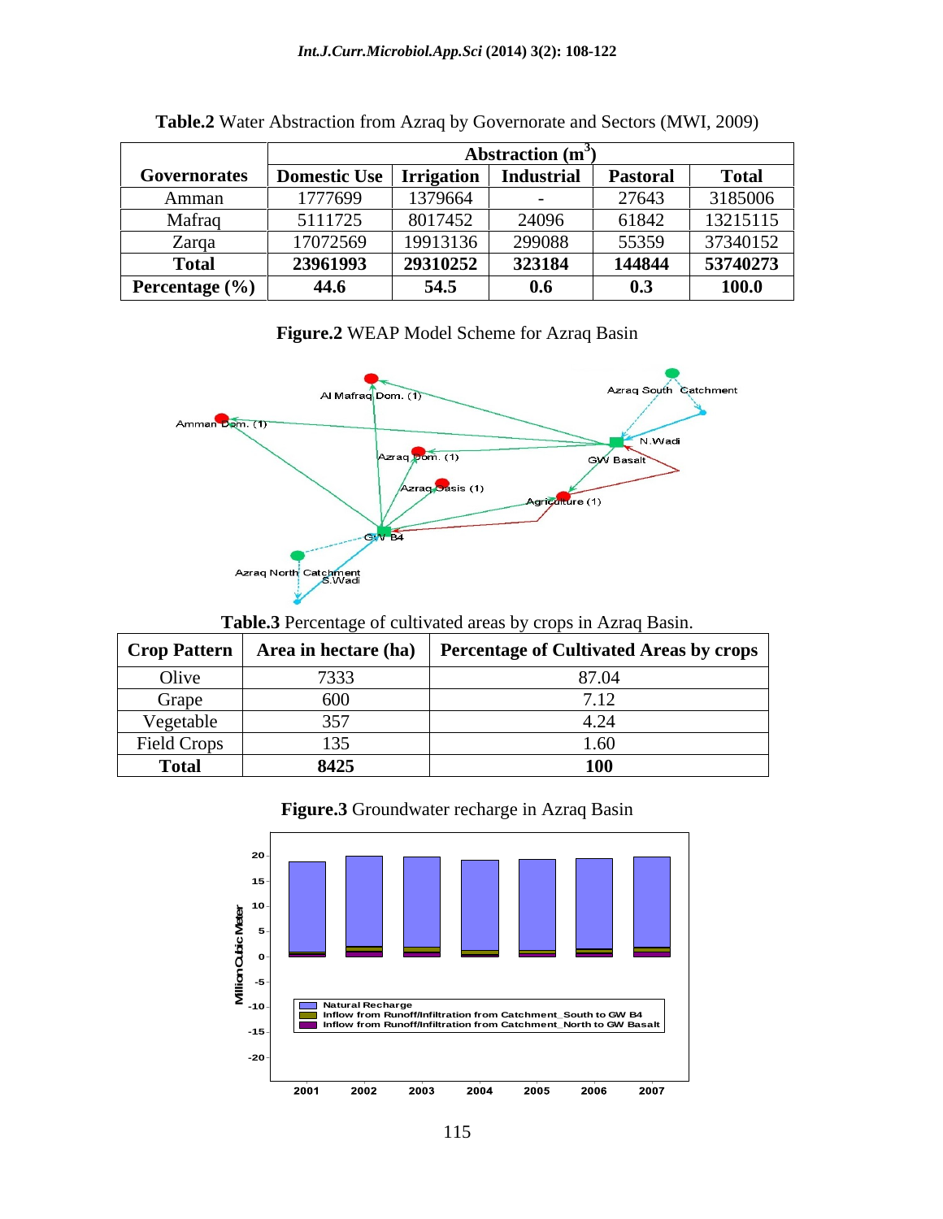**Table.2** Water Abstraction from Azraq by Governorate and Sectors (MWI, 2009)

| Governorates | Abstraction ($m^3$) | | | | |
|---|---|---|---|---|---|
| | Domestic Use | Irrigation | Industrial | Pastoral | Total |
| Amman | 1777699 | 1379664 | - | 27643 | 3185006 |
| Mafraq | 5111725 | 8017452 | 24096 | 61842 | 13215115 |
| Zarqa | 17072569 | 19913136 | 299088 | 55359 | 37340152 |
| **Total** | **23961993** | **29310252** | **323184** | **144844** | **53740273** |
| **Percentage (%)** | **44.6** | **54.5** | **0.6** | **0.3** | **100.0** |

**Figure.2** WEAP Model Scheme for Azraq Basin

**Table.3** Percentage of cultivated areas by crops in Azraq Basin.

| Crop Pattern | Area in hectare (ha) | Percentage of Cultivated Areas by crops |
|---|---|---|
| Olive | 7333 | 87.04 |
| Grape | 600 | 7.12 |
| Vegetable | 357 | 4.24 |
| Field Crops | 135 | 1.60 |
| **Total** | **8425** | **100** |

**Figure.3** Groundwater recharge in Azraq Basin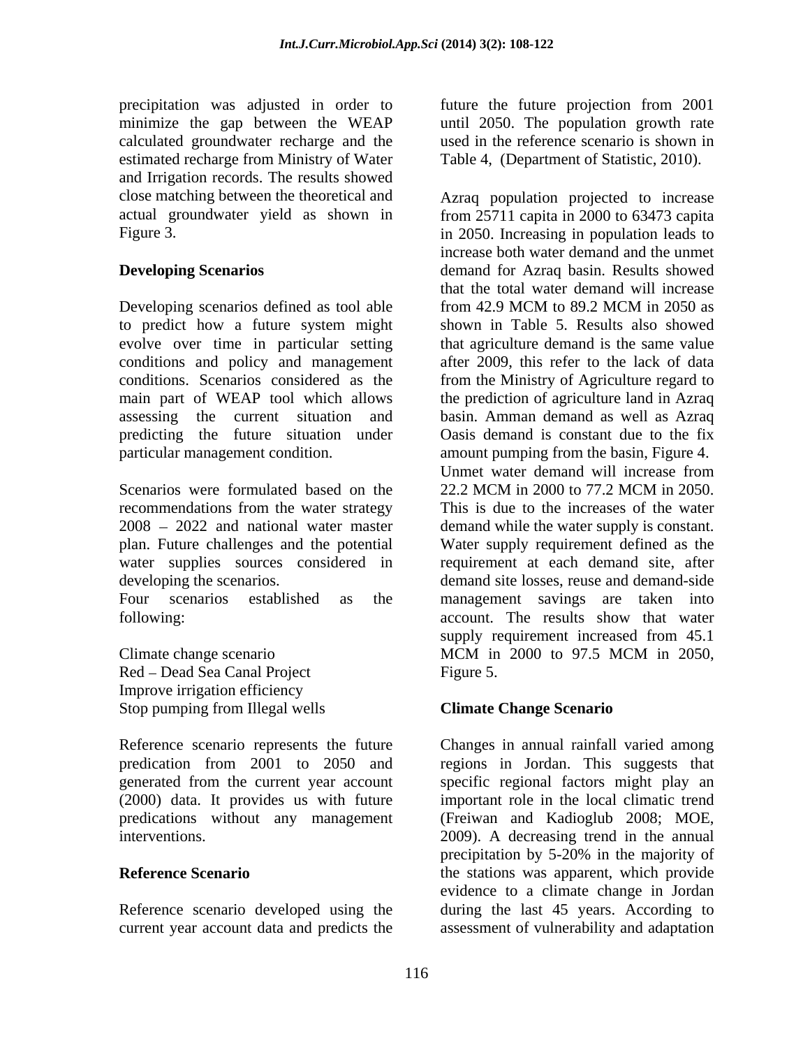precipitation was adjusted in order to minimize the gap between the WEAP calculated groundwater recharge and the estimated recharge from Ministry of Water and Irrigation records. The results showed close matching between the theoretical and actual groundwater yield as shown in Figure 3.

### Developing Scenarios

Developing scenarios defined as tool able to predict how a future system might evolve over time in particular setting conditions and policy and management conditions. Scenarios considered as the main part of WEAP tool which allows assessing the current situation and predicting the future situation under particular management condition.

Scenarios were formulated based on the recommendations from the water strategy 2008 – 2022 and national water master plan. Future challenges and the potential water supplies sources considered in developing the scenarios.
Four scenarios established as the following:

Climate change scenario
Red – Dead Sea Canal Project
Improve irrigation efficiency
Stop pumping from Illegal wells

Reference scenario represents the future predication from 2001 to 2050 and generated from the current year account (2000) data. It provides us with future predications without any management interventions.

### Reference Scenario

Reference scenario developed using the current year account data and predicts the future the future projection from 2001 until 2050. The population growth rate used in the reference scenario is shown in Table 4, (Department of Statistic, 2010).

Azraq population projected to increase from 25711 capita in 2000 to 63473 capita in 2050. Increasing in population leads to increase both water demand and the unmet demand for Azraq basin. Results showed that the total water demand will increase from 42.9 MCM to 89.2 MCM in 2050 as shown in Table 5. Results also showed that agriculture demand is the same value after 2009, this refer to the lack of data from the Ministry of Agriculture regard to the prediction of agriculture land in Azraq basin. Amman demand as well as Azraq Oasis demand is constant due to the fix amount pumping from the basin, Figure 4. Unmet water demand will increase from 22.2 MCM in 2000 to 77.2 MCM in 2050. This is due to the increases of the water demand while the water supply is constant. Water supply requirement defined as the requirement at each demand site, after demand site losses, reuse and demand-side management savings are taken into account. The results show that water supply requirement increased from 45.1 MCM in 2000 to 97.5 MCM in 2050, Figure 5.

### Climate Change Scenario

Changes in annual rainfall varied among regions in Jordan. This suggests that specific regional factors might play an important role in the local climatic trend (Freiwan and Kadioglub 2008; MOE, 2009). A decreasing trend in the annual precipitation by 5-20% in the majority of the stations was apparent, which provide evidence to a climate change in Jordan during the last 45 years. According to assessment of vulnerability and adaptation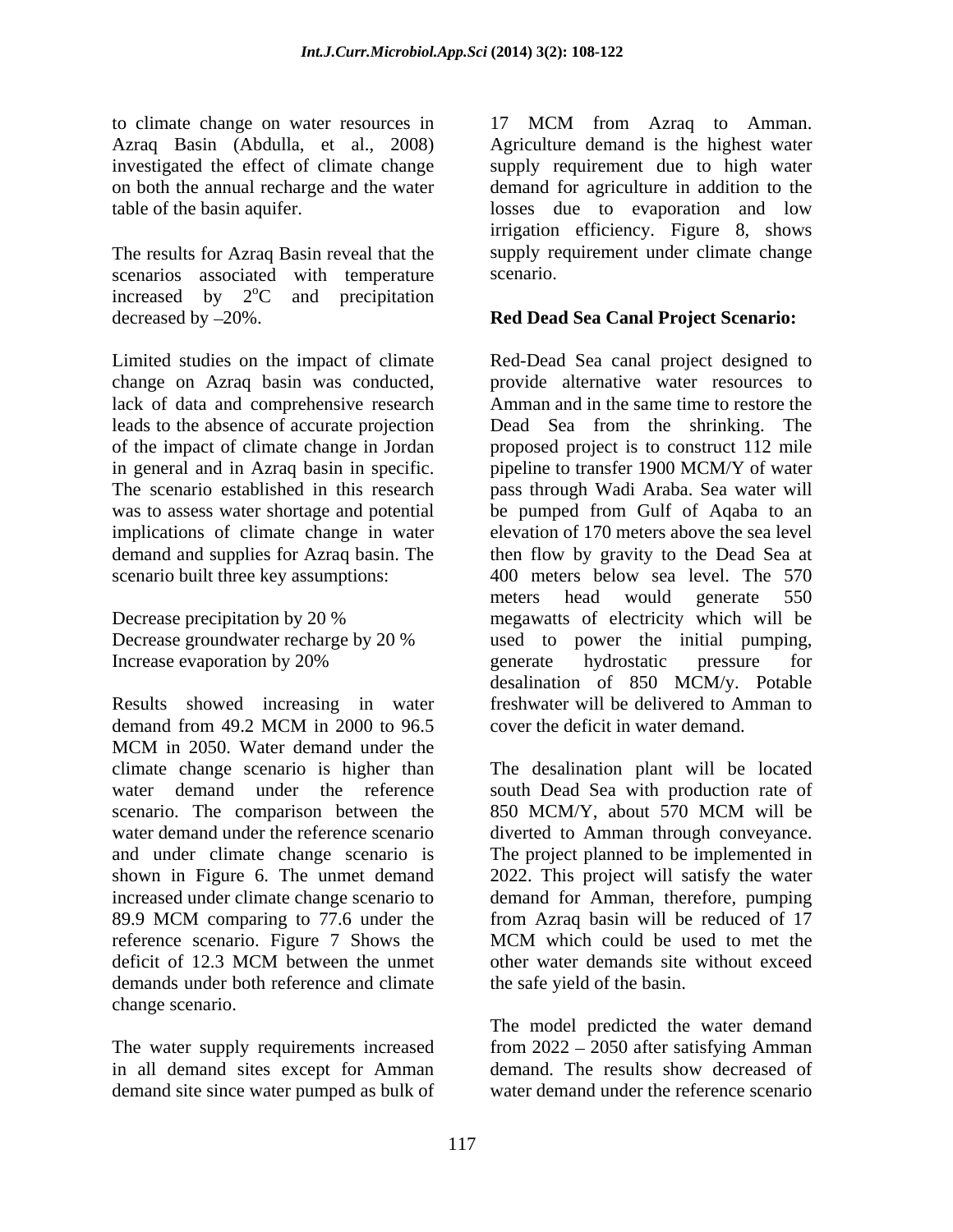to climate change on water resources in Azraq Basin (Abdulla, et al., 2008) investigated the effect of climate change on both the annual recharge and the water table of the basin aquifer.

The results for Azraq Basin reveal that the scenarios associated with temperature increased by 2°C and precipitation decreased by –20%.

Limited studies on the impact of climate change on Azraq basin was conducted, lack of data and comprehensive research leads to the absence of accurate projection of the impact of climate change in Jordan in general and in Azraq basin in specific. The scenario established in this research was to assess water shortage and potential implications of climate change in water demand and supplies for Azraq basin. The scenario built three key assumptions:

Decrease precipitation by 20 %
Decrease groundwater recharge by 20 %
Increase evaporation by 20%

Results showed increasing in water demand from 49.2 MCM in 2000 to 96.5 MCM in 2050. Water demand under the climate change scenario is higher than water demand under the reference scenario. The comparison between the water demand under the reference scenario and under climate change scenario is shown in Figure 6. The unmet demand increased under climate change scenario to 89.9 MCM comparing to 77.6 under the reference scenario. Figure 7 Shows the deficit of 12.3 MCM between the unmet demands under both reference and climate change scenario.

The water supply requirements increased in all demand sites except for Amman demand site since water pumped as bulk of 17 MCM from Azraq to Amman. Agriculture demand is the highest water supply requirement due to high water demand for agriculture in addition to the losses due to evaporation and low irrigation efficiency. Figure 8, shows supply requirement under climate change scenario.

**Red Dead Sea Canal Project Scenario:**

Red-Dead Sea canal project designed to provide alternative water resources to Amman and in the same time to restore the Dead Sea from the shrinking. The proposed project is to construct 112 mile pipeline to transfer 1900 MCM/Y of water pass through Wadi Araba. Sea water will be pumped from Gulf of Aqaba to an elevation of 170 meters above the sea level then flow by gravity to the Dead Sea at 400 meters below sea level. The 570 meters head would generate 550 megawatts of electricity which will be used to power the initial pumping, generate hydrostatic pressure for desalination of 850 MCM/y. Potable freshwater will be delivered to Amman to cover the deficit in water demand.

The desalination plant will be located south Dead Sea with production rate of 850 MCM/Y, about 570 MCM will be diverted to Amman through conveyance. The project planned to be implemented in 2022. This project will satisfy the water demand for Amman, therefore, pumping from Azraq basin will be reduced of 17 MCM which could be used to met the other water demands site without exceed the safe yield of the basin.

The model predicted the water demand from 2022 – 2050 after satisfying Amman demand. The results show decreased of water demand under the reference scenario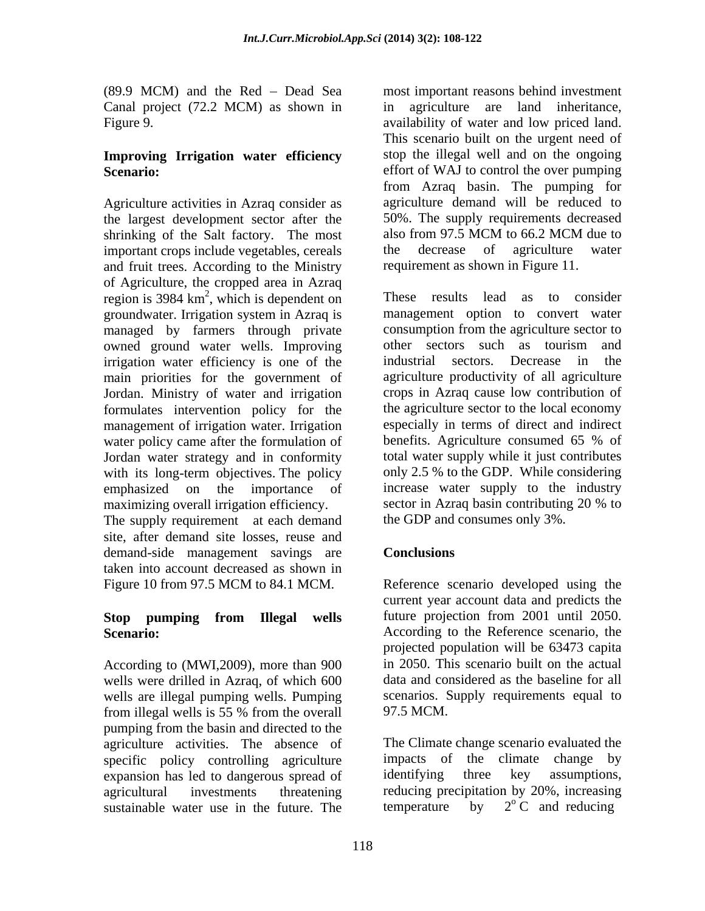(89.9 MCM) and the Red – Dead Sea Canal project (72.2 MCM) as shown in Figure 9.

**Improving Irrigation water efficiency Scenario:**

Agriculture activities in Azraq consider as the largest development sector after the shrinking of the Salt factory. The most important crops include vegetables, cereals and fruit trees. According to the Ministry of Agriculture, the cropped area in Azraq region is 3984 $km^2$, which is dependent on groundwater. Irrigation system in Azraq is managed by farmers through private owned ground water wells. Improving irrigation water efficiency is one of the main priorities for the government of Jordan. Ministry of water and irrigation formulates intervention policy for the management of irrigation water. Irrigation water policy came after the formulation of Jordan water strategy and in conformity with its long-term objectives. The policy emphasized on the importance of maximizing overall irrigation efficiency.
The supply requirement at each demand site, after demand site losses, reuse and demand-side management savings are taken into account decreased as shown in Figure 10 from 97.5 MCM to 84.1 MCM.

**Stop pumping from Illegal wells Scenario:**

According to (MWI,2009), more than 900 wells were drilled in Azraq, of which 600 wells are illegal pumping wells. Pumping from illegal wells is 55 % from the overall pumping from the basin and directed to the agriculture activities. The absence of specific policy controlling agriculture expansion has led to dangerous spread of agricultural investments threatening sustainable water use in the future. The most important reasons behind investment in agriculture are land inheritance, availability of water and low priced land. This scenario built on the urgent need of stop the illegal well and on the ongoing effort of WAJ to control the over pumping from Azraq basin. The pumping for agriculture demand will be reduced to 50%. The supply requirements decreased also from 97.5 MCM to 66.2 MCM due to the decrease of agriculture water requirement as shown in Figure 11.

These results lead as to consider management option to convert water consumption from the agriculture sector to other sectors such as tourism and industrial sectors. Decrease in the agriculture productivity of all agriculture crops in Azraq cause low contribution of the agriculture sector to the local economy especially in terms of direct and indirect benefits. Agriculture consumed 65 % of total water supply while it just contributes only 2.5 % to the GDP. While considering increase water supply to the industry sector in Azraq basin contributing 20 % to the GDP and consumes only 3%.

## Conclusions

Reference scenario developed using the current year account data and predicts the future projection from 2001 until 2050. According to the Reference scenario, the projected population will be 63473 capita in 2050. This scenario built on the actual data and considered as the baseline for all scenarios. Supply requirements equal to 97.5 MCM.

The Climate change scenario evaluated the impacts of the climate change by identifying three key assumptions, reducing precipitation by 20%, increasing temperature by $2^{o}$C and reducing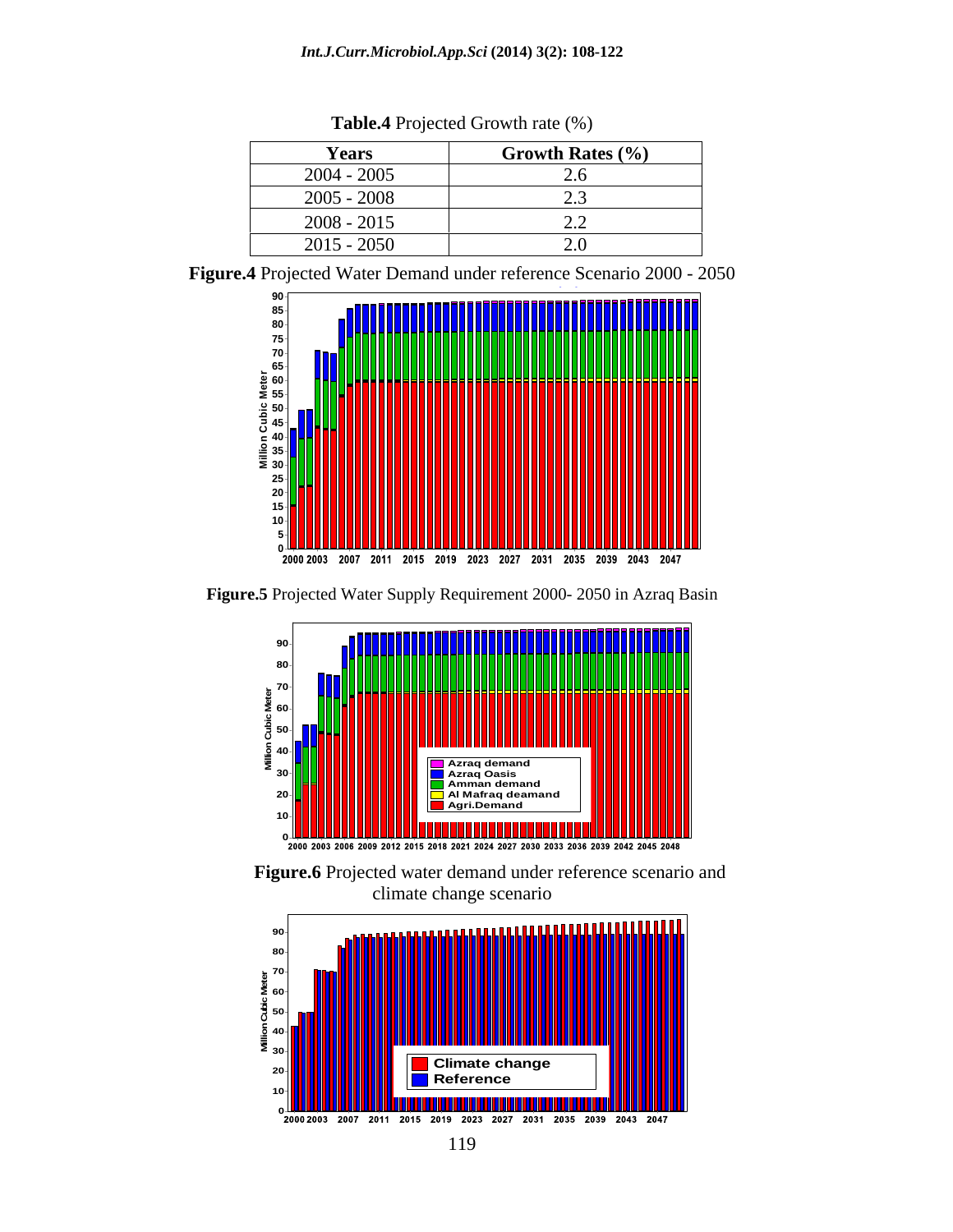**Table.4** Projected Growth rate (%)

| Years | Growth Rates (%) |
| --- | --- |
| 2004 - 2005 | 2.6 |
| 2005 - 2008 | 2.3 |
| 2008 - 2015 | 2.2 |
| 2015 - 2050 | 2.0 |

**Figure.4** Projected Water Demand under reference Scenario 2000 - 2050

**Figure.5** Projected Water Supply Requirement 2000- 2050 in Azraq Basin

**Figure.6** Projected water demand under reference scenario and climate change scenario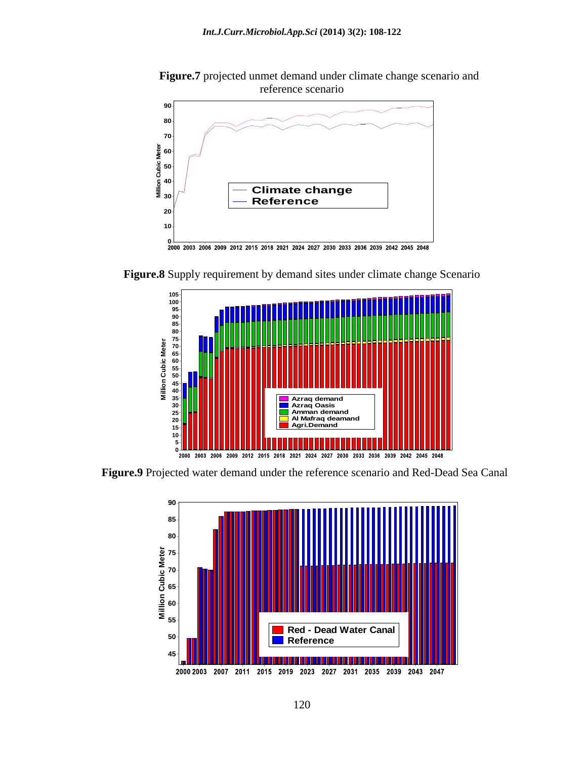**Figure.7** projected unmet demand under climate change scenario and reference scenario

**Figure.8** Supply requirement by demand sites under climate change Scenario

**Figure.9** Projected water demand under the reference scenario and Red-Dead Sea Canal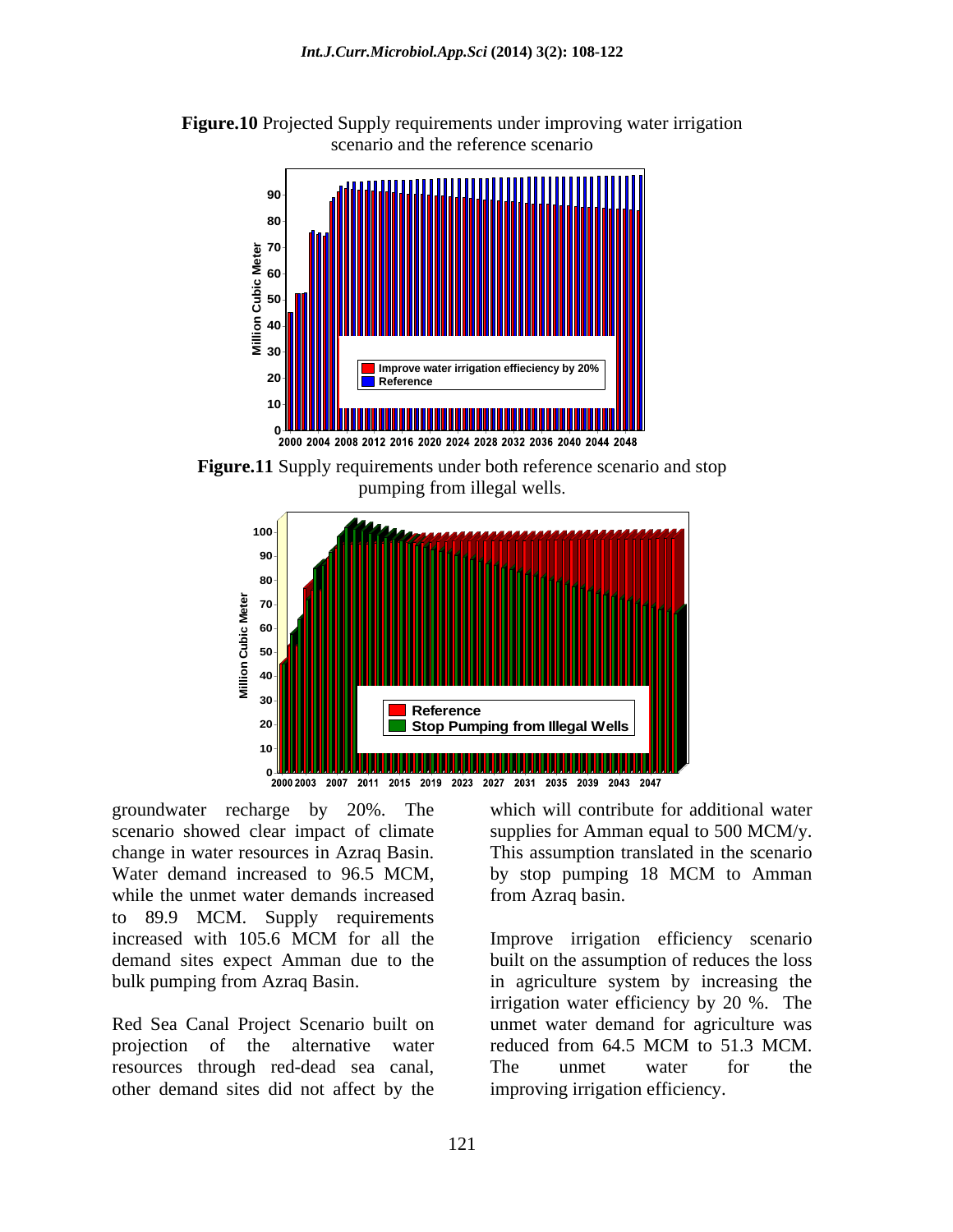**Figure.10** Projected Supply requirements under improving water irrigation scenario and the reference scenario

**Figure.11** Supply requirements under both reference scenario and stop pumping from illegal wells.

groundwater recharge by 20%. The scenario showed clear impact of climate change in water resources in Azraq Basin. Water demand increased to 96.5 MCM, while the unmet water demands increased to 89.9 MCM. Supply requirements increased with 105.6 MCM for all the demand sites expect Amman due to the bulk pumping from Azraq Basin.

Red Sea Canal Project Scenario built on projection of the alternative water resources through red-dead sea canal, which will contribute for additional water supplies for Amman equal to 500 MCM/y. This assumption translated in the scenario by stop pumping 18 MCM to Amman from Azraq basin.

Improve irrigation efficiency scenario built on the assumption of reduces the loss in agriculture system by increasing the irrigation water efficiency by 20 %. The unmet water demand for agriculture was reduced from 64.5 MCM to 51.3 MCM. The unmet water for the other demand sites did not affect by the improving irrigation efficiency.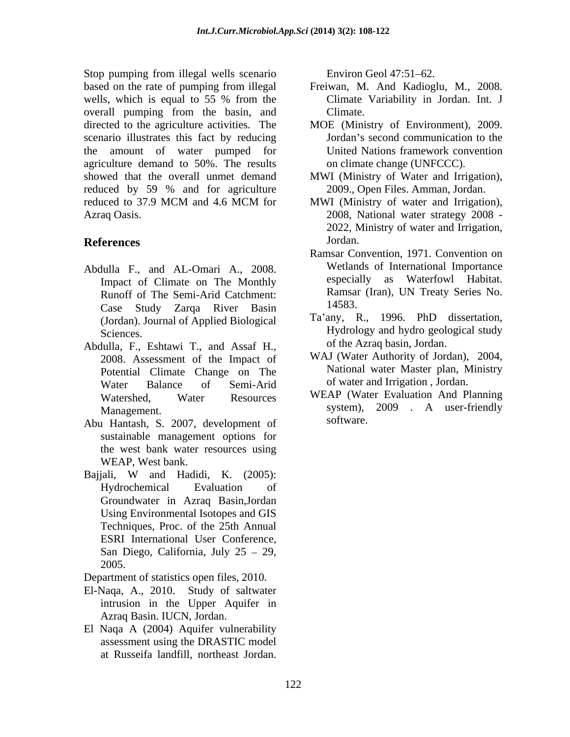Stop pumping from illegal wells scenario based on the rate of pumping from illegal wells, which is equal to 55 % from the overall pumping from the basin, and directed to the agriculture activities. The scenario illustrates this fact by reducing the amount of water pumped for agriculture demand to 50%. The results showed that the overall unmet demand reduced by 59 % and for agriculture reduced to 37.9 MCM and 4.6 MCM for Azraq Oasis.

## References

Abdulla F., and AL-Omari A., 2008. Impact of Climate on The Monthly Runoff of The Semi-Arid Catchment: Case Study Zarqa River Basin (Jordan). Journal of Applied Biological Sciences.

Abdulla, F., Eshtawi T., and Assaf H., 2008. Assessment of the Impact of Potential Climate Change on The Water Balance of Semi-Arid Watershed, Water Resources Management.

Abu Hantash, S. 2007, development of sustainable management options for the west bank water resources using WEAP, West bank.

Bajjali, W and Hadidi, K. (2005): Hydrochemical Evaluation of Groundwater in Azraq Basin,Jordan Using Environmental Isotopes and GIS Techniques, Proc. of the 25th Annual ESRI International User Conference, San Diego, California, July 25 – 29, 2005.

Department of statistics open files, 2010.

El-Naqa, A., 2010. Study of saltwater intrusion in the Upper Aquifer in Azraq Basin. IUCN, Jordan.

El Naqa A (2004) Aquifer vulnerability assessment using the DRASTIC model at Russeifa landfill, northeast Jordan. Environ Geol 47:51–62.

Freiwan, M. And Kadioglu, M., 2008. Climate Variability in Jordan. Int. J Climate.

MOE (Ministry of Environment), 2009. Jordan's second communication to the United Nations framework convention on climate change (UNFCCC).

MWI (Ministry of Water and Irrigation), 2009., Open Files. Amman, Jordan.

MWI (Ministry of water and Irrigation), 2008, National water strategy 2008 - 2022, Ministry of water and Irrigation, Jordan.

Ramsar Convention, 1971. Convention on Wetlands of International Importance especially as Waterfowl Habitat. Ramsar (Iran), UN Treaty Series No. 14583.

Ta'any, R., 1996. PhD dissertation, Hydrology and hydro geological study of the Azraq basin, Jordan.

WAJ (Water Authority of Jordan), 2004, National water Master plan, Ministry of water and Irrigation , Jordan.

WEAP (Water Evaluation And Planning system), 2009 . A user-friendly software.